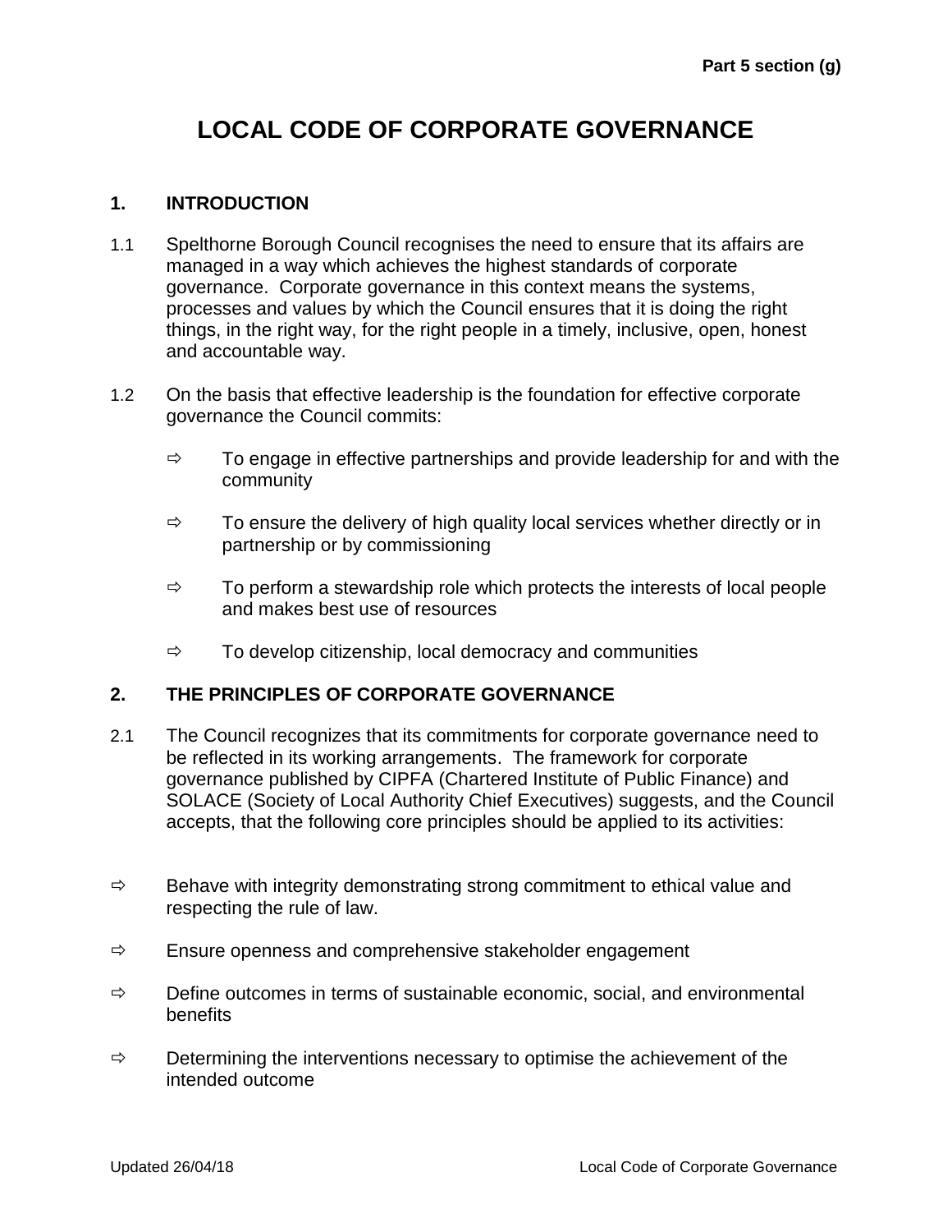# LOCAL CODE OF CORPORATE GOVERNANCE

## 1. INTRODUCTION

1.1 Spelthorne Borough Council recognises the need to ensure that its affairs are managed in a way which achieves the highest standards of corporate governance. Corporate governance in this context means the systems, processes and values by which the Council ensures that it is doing the right things, in the right way, for the right people in a timely, inclusive, open, honest and accountable way.

1.2 On the basis that effective leadership is the foundation for effective corporate governance the Council commits:

- ⇨ To engage in effective partnerships and provide leadership for and with the community
- ⇨ To ensure the delivery of high quality local services whether directly or in partnership or by commissioning
- ⇨ To perform a stewardship role which protects the interests of local people and makes best use of resources
- ⇨ To develop citizenship, local democracy and communities

## 2. THE PRINCIPLES OF CORPORATE GOVERNANCE

2.1 The Council recognizes that its commitments for corporate governance need to be reflected in its working arrangements. The framework for corporate governance published by CIPFA (Chartered Institute of Public Finance) and SOLACE (Society of Local Authority Chief Executives) suggests, and the Council accepts, that the following core principles should be applied to its activities:

- ⇨ Behave with integrity demonstrating strong commitment to ethical value and respecting the rule of law.
- ⇨ Ensure openness and comprehensive stakeholder engagement
- ⇨ Define outcomes in terms of sustainable economic, social, and environmental benefits
- ⇨ Determining the interventions necessary to optimise the achievement of the intended outcome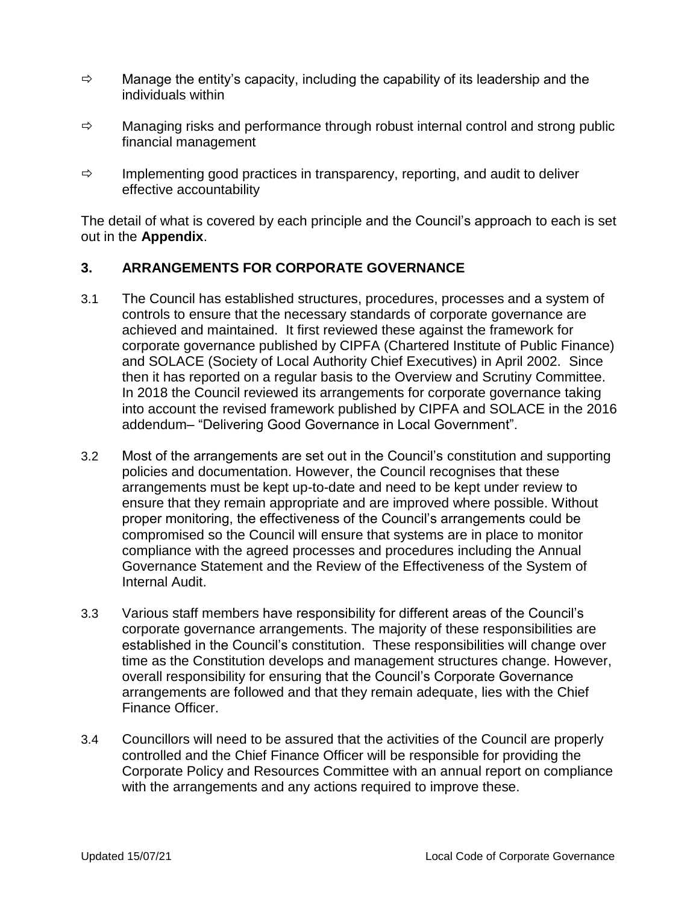- ⇨ Manage the entity's capacity, including the capability of its leadership and the individuals within
- ⇨ Managing risks and performance through robust internal control and strong public financial management
- ⇨ Implementing good practices in transparency, reporting, and audit to deliver effective accountability

The detail of what is covered by each principle and the Council's approach to each is set out in the **Appendix**.

## 3. ARRANGEMENTS FOR CORPORATE GOVERNANCE

3.1 The Council has established structures, procedures, processes and a system of controls to ensure that the necessary standards of corporate governance are achieved and maintained. It first reviewed these against the framework for corporate governance published by CIPFA (Chartered Institute of Public Finance) and SOLACE (Society of Local Authority Chief Executives) in April 2002. Since then it has reported on a regular basis to the Overview and Scrutiny Committee. In 2018 the Council reviewed its arrangements for corporate governance taking into account the revised framework published by CIPFA and SOLACE in the 2016 addendum– "Delivering Good Governance in Local Government".

3.2 Most of the arrangements are set out in the Council's constitution and supporting policies and documentation. However, the Council recognises that these arrangements must be kept up-to-date and need to be kept under review to ensure that they remain appropriate and are improved where possible. Without proper monitoring, the effectiveness of the Council's arrangements could be compromised so the Council will ensure that systems are in place to monitor compliance with the agreed processes and procedures including the Annual Governance Statement and the Review of the Effectiveness of the System of Internal Audit.

3.3 Various staff members have responsibility for different areas of the Council's corporate governance arrangements. The majority of these responsibilities are established in the Council's constitution. These responsibilities will change over time as the Constitution develops and management structures change. However, overall responsibility for ensuring that the Council's Corporate Governance arrangements are followed and that they remain adequate, lies with the Chief Finance Officer.

3.4 Councillors will need to be assured that the activities of the Council are properly controlled and the Chief Finance Officer will be responsible for providing the Corporate Policy and Resources Committee with an annual report on compliance with the arrangements and any actions required to improve these.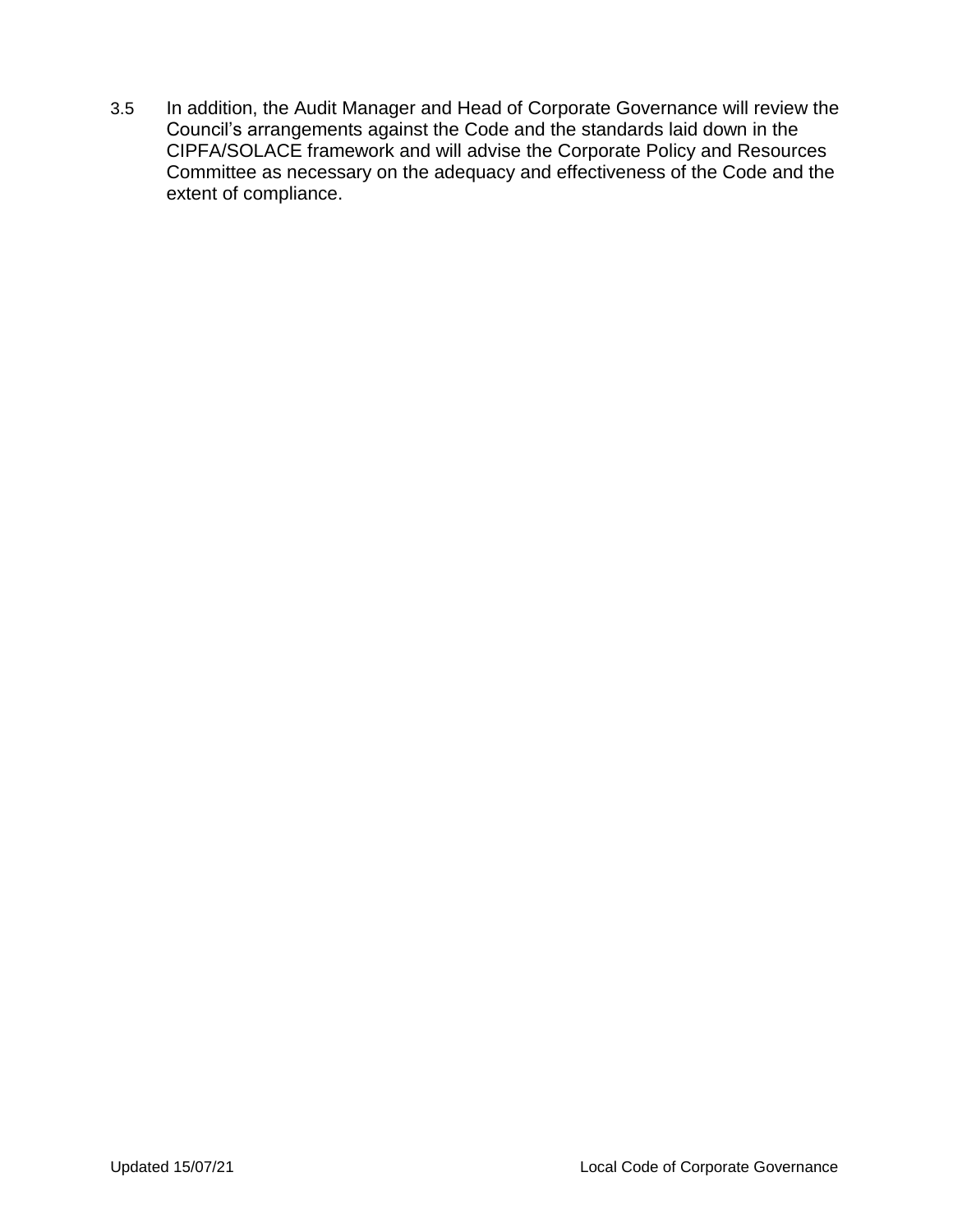3.5 In addition, the Audit Manager and Head of Corporate Governance will review the Council's arrangements against the Code and the standards laid down in the CIPFA/SOLACE framework and will advise the Corporate Policy and Resources Committee as necessary on the adequacy and effectiveness of the Code and the extent of compliance.